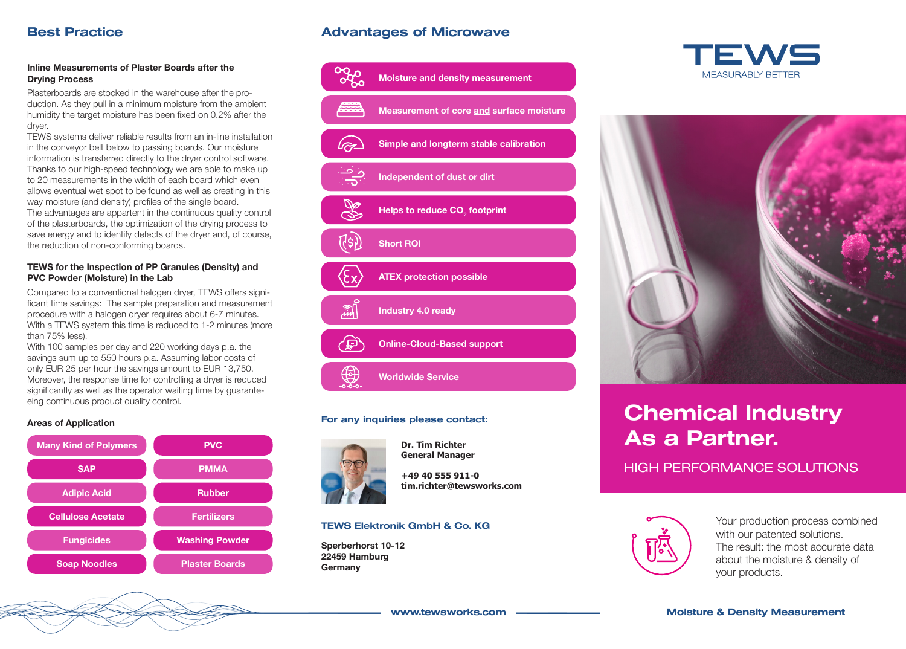## Best Practice

**Inline Measurements of Plaster Boards after the Drying Process**

Plasterboards are stocked in the warehouse after the production. As they pull in a minimum moisture from the ambient humidity the target moisture has been fixed on 0.2% after the dryer.

TEWS systems deliver reliable results from an in-line installation in the conveyor belt below to passing boards. Our moisture information is transferred directly to the dryer control software. Thanks to our high-speed technology we are able to make up to 20 measurements in the width of each board which even allows eventual wet spot to be found as well as creating in this way moisture (and density) profiles of the single board.

The advantages are appartent in the continuous quality control of the plasterboards, the optimization of the drying process to save energy and to identify defects of the dryer and, of course, the reduction of non-conforming boards.

**TEWS for the Inspection of PP Granules (Density) and PVC Powder (Moisture) in the Lab**

Compared to a conventional halogen dryer, TEWS offers significant time savings: The sample preparation and measurement procedure with a halogen dryer requires about 6-7 minutes. With a TEWS system this time is reduced to 1-2 minutes (more than 75% less).

With 100 samples per day and 220 working days p.a. the savings sum up to 550 hours p.a. Assuming labor costs of only EUR 25 per hour the savings amount to EUR 13,750. Moreover, the response time for controlling a dryer is reduced significantly as well as the operator waiting time by guaranteeing continuous product quality control.

**Areas of Application**

- Many Kind of Polymers
- PVC
- SAP
- PMMA
- Adipic Acid
- Rubber
- Cellulose Acetate
- Fertilizers
- Fungicides
- Washing Powder
- Soap Noodles
- Plaster Boards

## Advantages of Microwave

- Moisture and density measurement
- Measurement of core and surface moisture
- Simple and longterm stable calibration
- Independent of dust or dirt
- Helps to reduce $CO_2$ footprint
- Short ROI
- ATEX protection possible
- Industry 4.0 ready
- Online-Cloud-Based support
- Worldwide Service

**For any inquiries please contact:**

**Dr. Tim Richter**
**General Manager**

**+49 40 555 911-0**
**tim.richter@tewsworks.com**

**TEWS Elektronik GmbH & Co. KG**

**Sperberhorst 10-12**
**22459 Hamburg**
**Germany**

www.tewsworks.com

TEWS
MEASURABLY BETTER

# Chemical Industry As a Partner.

HIGH PERFORMANCE SOLUTIONS

Your production process combined with our patented solutions.
The result: the most accurate data about the moisture & density of your products.

**Moisture & Density Measurement**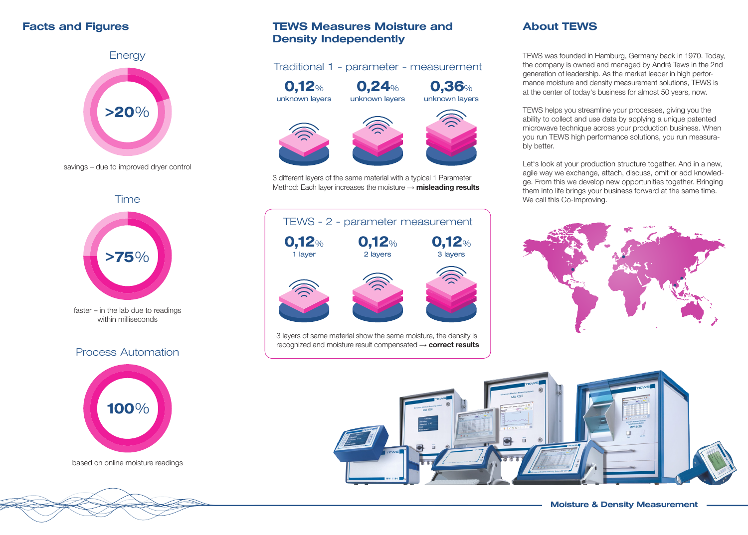## Facts and Figures

### Energy

**>20**%

savings – due to improved dryer control

### Time

**>75**%

faster – in the lab due to readings within milliseconds

### Process Automation

**100**%

based on online moisture readings

## TEWS Measures Moisture and Density Independently

### Traditional 1 - parameter - measurement

**0,12**% unknown layers

**0,24**% unknown layers

**0,36**% unknown layers

3 different layers of the same material with a typical 1 Parameter Method: Each layer increases the moisture → **misleading results**

### TEWS - 2 - parameter measurement

**0,12**% 1 layer

**0,12**% 2 layers

**0,12**% 3 layers

3 layers of same material show the same moisture, the density is recognized and moisture result compensated → **correct results**

## About TEWS

TEWS was founded in Hamburg, Germany back in 1970. Today, the company is owned and managed by André Tews in the 2nd generation of leadership. As the market leader in high performance moisture and density measurement solutions, TEWS is at the center of today's business for almost 50 years, now.

TEWS helps you streamline your processes, giving you the ability to collect and use data by applying a unique patented microwave technique across your production business. When you run TEWS high performance solutions, you run measurably better.

Let's look at your production structure together. And in a new, agile way we exchange, attach, discuss, omit or add knowledge. From this we develop new opportunities together. Bringing them into life brings your business forward at the same time. We call this Co-Improving.

**Moisture & Density Measurement**